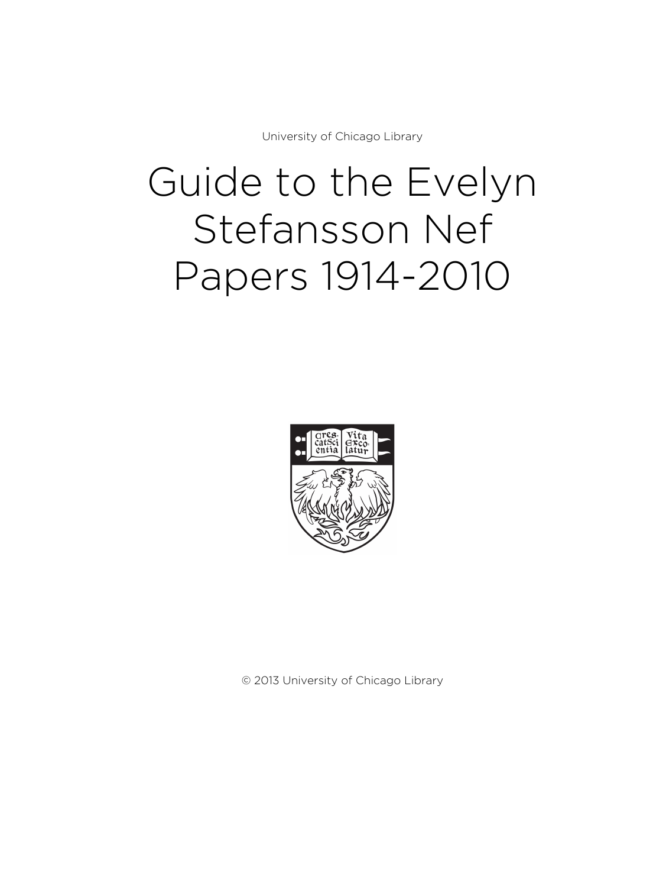University of Chicago Library

# Guide to the Evelyn Stefansson Nef Papers 1914-2010

© 2013 University of Chicago Library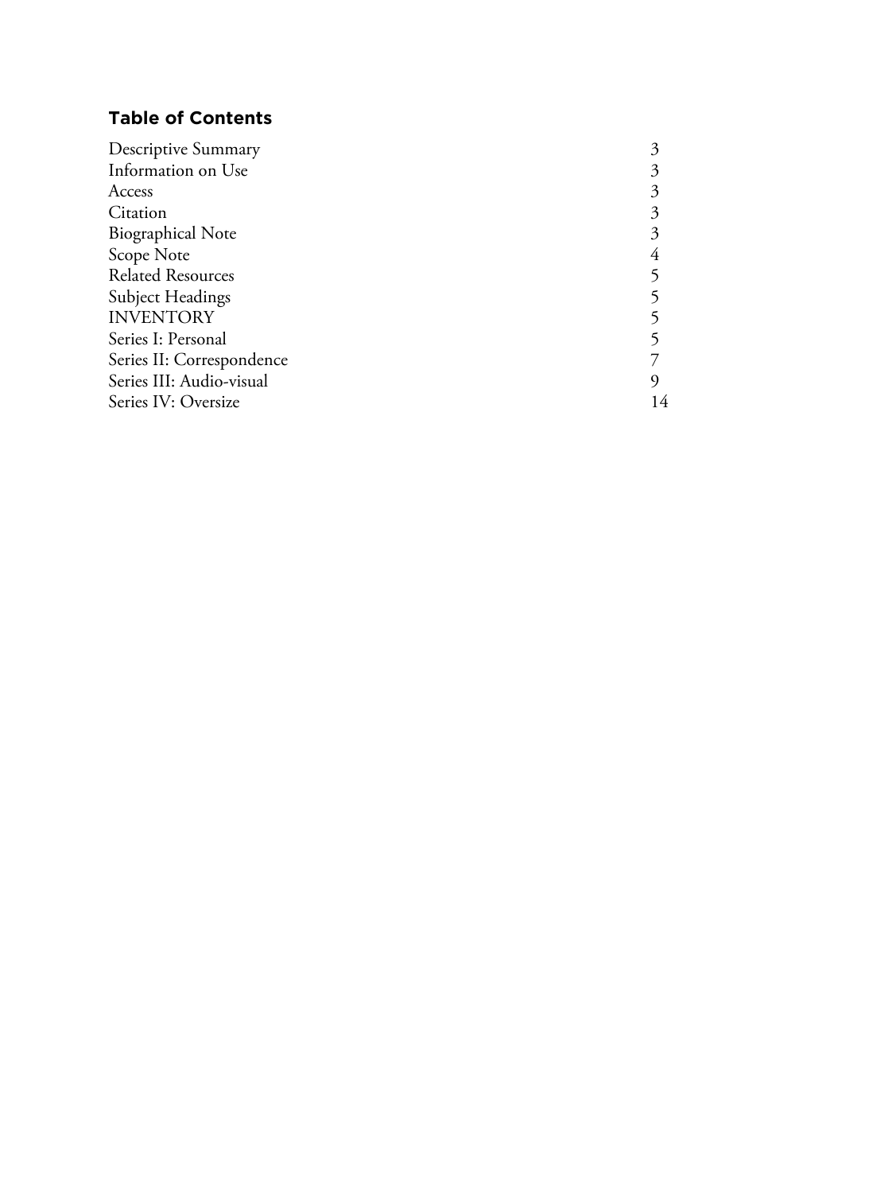## Table of Contents

| | |
|---|---|
| Descriptive Summary | 3 |
| Information on Use | 3 |
| Access | 3 |
| Citation | 3 |
| Biographical Note | 3 |
| Scope Note | 4 |
| Related Resources | 5 |
| Subject Headings | 5 |
| INVENTORY | 5 |
| Series I: Personal | 5 |
| Series II: Correspondence | 7 |
| Series III: Audio-visual | 9 |
| Series IV: Oversize | 14 |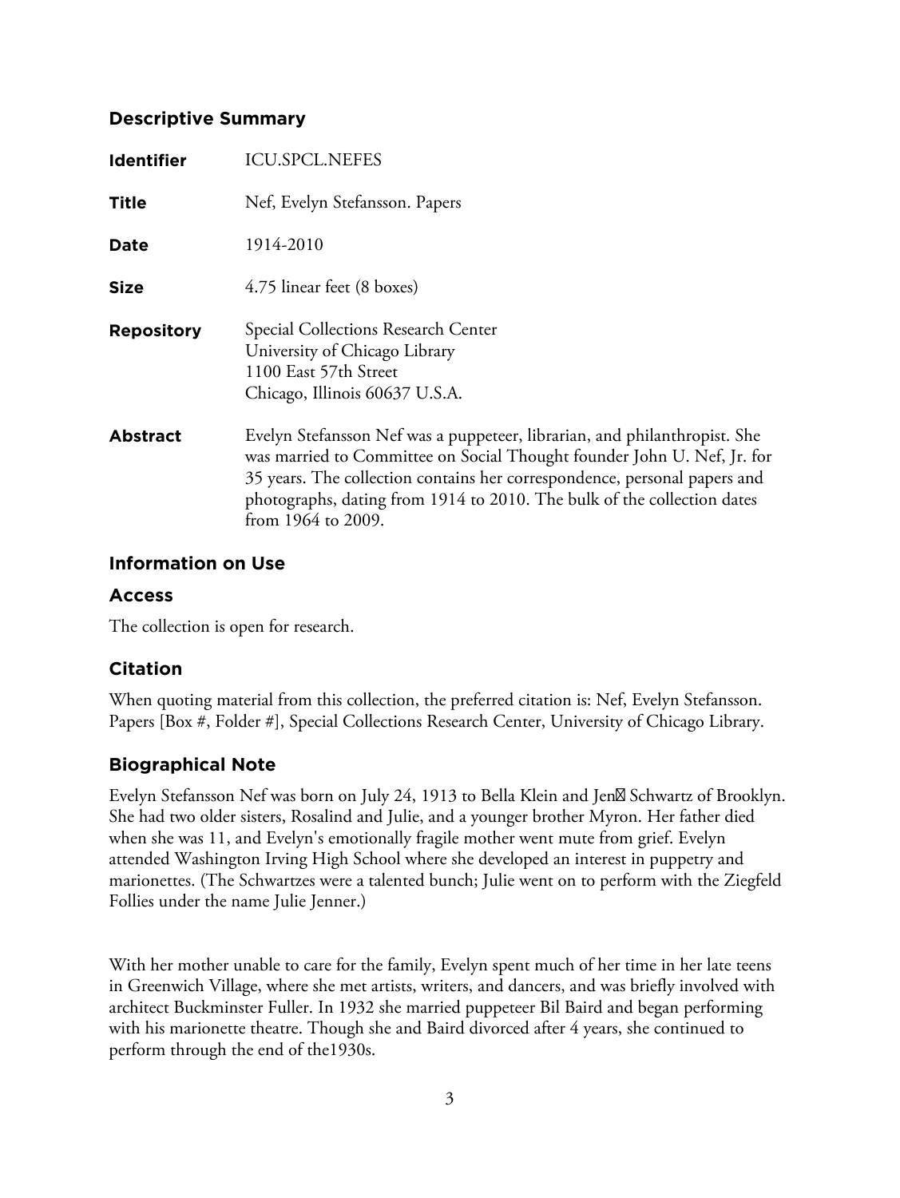## Descriptive Summary

| | |
|---|---|
| **Identifier** | ICU.SPCL.NEFES |
| **Title** | Nef, Evelyn Stefansson. Papers |
| **Date** | 1914-2010 |
| **Size** | 4.75 linear feet (8 boxes) |
| **Repository** | Special Collections Research Center<br>University of Chicago Library<br>1100 East 57th Street<br>Chicago, Illinois 60637 U.S.A. |
| **Abstract** | Evelyn Stefansson Nef was a puppeteer, librarian, and philanthropist. She was married to Committee on Social Thought founder John U. Nef, Jr. for 35 years. The collection contains her correspondence, personal papers and photographs, dating from 1914 to 2010. The bulk of the collection dates from 1964 to 2009. |

## Information on Use

### Access

The collection is open for research.

### Citation

When quoting material from this collection, the preferred citation is: Nef, Evelyn Stefansson. Papers [Box #, Folder #], Special Collections Research Center, University of Chicago Library.

## Biographical Note

Evelyn Stefansson Nef was born on July 24, 1913 to Bella Klein and Jen� Schwartz of Brooklyn. She had two older sisters, Rosalind and Julie, and a younger brother Myron. Her father died when she was 11, and Evelyn's emotionally fragile mother went mute from grief. Evelyn attended Washington Irving High School where she developed an interest in puppetry and marionettes. (The Schwartzes were a talented bunch; Julie went on to perform with the Ziegfeld Follies under the name Julie Jenner.)

With her mother unable to care for the family, Evelyn spent much of her time in her late teens in Greenwich Village, where she met artists, writers, and dancers, and was briefly involved with architect Buckminster Fuller. In 1932 she married puppeteer Bil Baird and began performing with his marionette theatre. Though she and Baird divorced after 4 years, she continued to perform through the end of the1930s.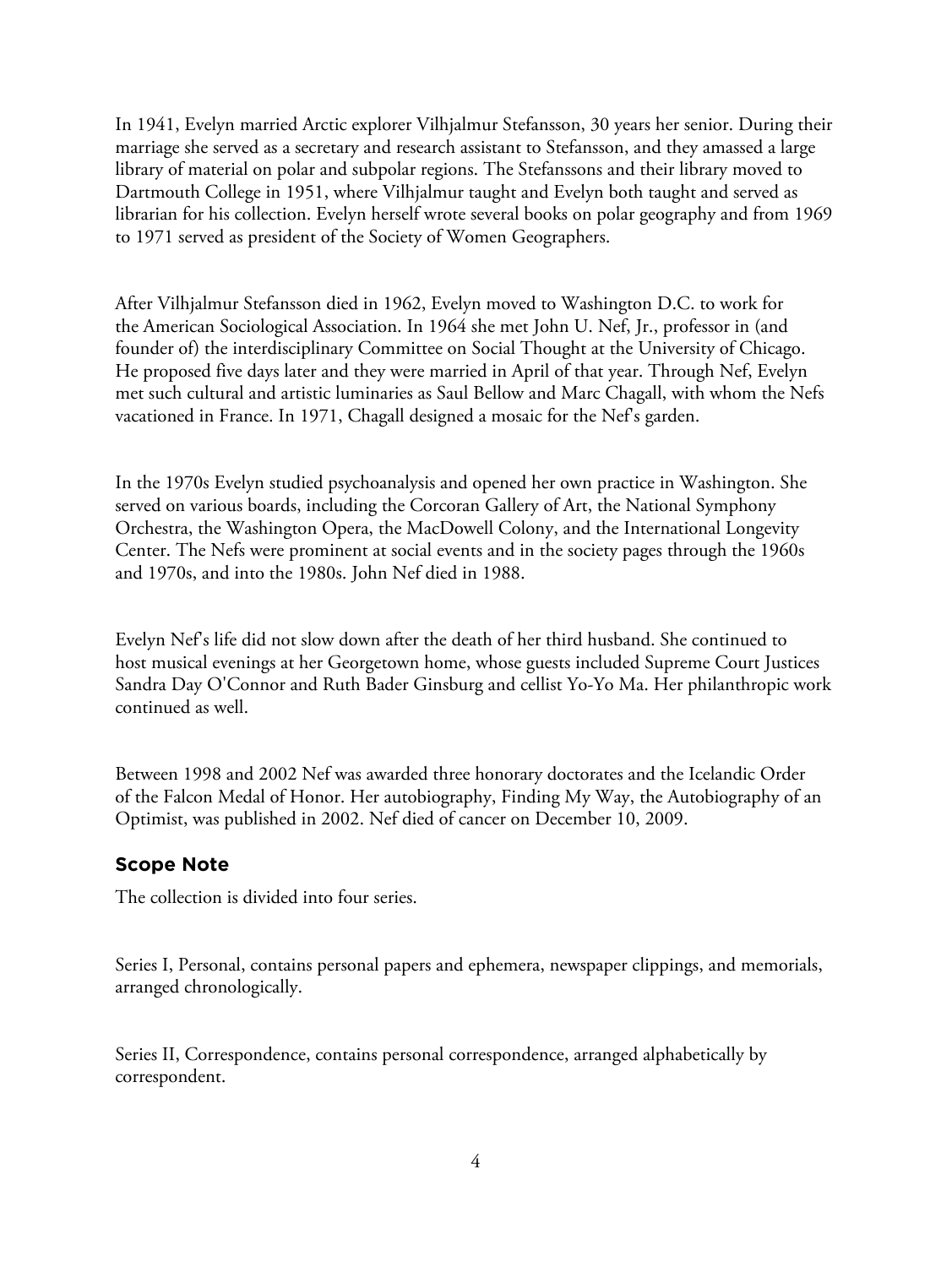In 1941, Evelyn married Arctic explorer Vilhjalmur Stefansson, 30 years her senior. During their marriage she served as a secretary and research assistant to Stefansson, and they amassed a large library of material on polar and subpolar regions. The Stefanssons and their library moved to Dartmouth College in 1951, where Vilhjalmur taught and Evelyn both taught and served as librarian for his collection. Evelyn herself wrote several books on polar geography and from 1969 to 1971 served as president of the Society of Women Geographers.

After Vilhjalmur Stefansson died in 1962, Evelyn moved to Washington D.C. to work for the American Sociological Association. In 1964 she met John U. Nef, Jr., professor in (and founder of) the interdisciplinary Committee on Social Thought at the University of Chicago. He proposed five days later and they were married in April of that year. Through Nef, Evelyn met such cultural and artistic luminaries as Saul Bellow and Marc Chagall, with whom the Nefs vacationed in France. In 1971, Chagall designed a mosaic for the Nef's garden.

In the 1970s Evelyn studied psychoanalysis and opened her own practice in Washington. She served on various boards, including the Corcoran Gallery of Art, the National Symphony Orchestra, the Washington Opera, the MacDowell Colony, and the International Longevity Center. The Nefs were prominent at social events and in the society pages through the 1960s and 1970s, and into the 1980s. John Nef died in 1988.

Evelyn Nef's life did not slow down after the death of her third husband. She continued to host musical evenings at her Georgetown home, whose guests included Supreme Court Justices Sandra Day O'Connor and Ruth Bader Ginsburg and cellist Yo-Yo Ma. Her philanthropic work continued as well.

Between 1998 and 2002 Nef was awarded three honorary doctorates and the Icelandic Order of the Falcon Medal of Honor. Her autobiography, Finding My Way, the Autobiography of an Optimist, was published in 2002. Nef died of cancer on December 10, 2009.

## Scope Note

The collection is divided into four series.

Series I, Personal, contains personal papers and ephemera, newspaper clippings, and memorials, arranged chronologically.

Series II, Correspondence, contains personal correspondence, arranged alphabetically by correspondent.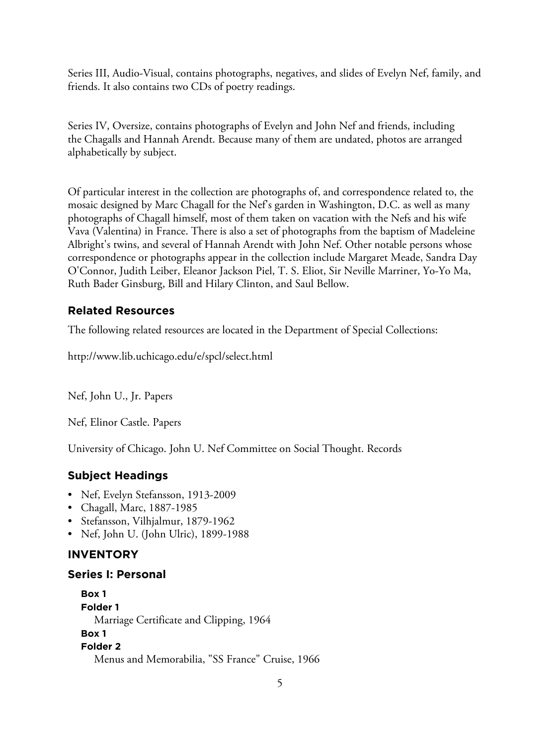Series III, Audio-Visual, contains photographs, negatives, and slides of Evelyn Nef, family, and friends. It also contains two CDs of poetry readings.

Series IV, Oversize, contains photographs of Evelyn and John Nef and friends, including the Chagalls and Hannah Arendt. Because many of them are undated, photos are arranged alphabetically by subject.

Of particular interest in the collection are photographs of, and correspondence related to, the mosaic designed by Marc Chagall for the Nef's garden in Washington, D.C. as well as many photographs of Chagall himself, most of them taken on vacation with the Nefs and his wife Vava (Valentina) in France. There is also a set of photographs from the baptism of Madeleine Albright's twins, and several of Hannah Arendt with John Nef. Other notable persons whose correspondence or photographs appear in the collection include Margaret Meade, Sandra Day O'Connor, Judith Leiber, Eleanor Jackson Piel, T. S. Eliot, Sir Neville Marriner, Yo-Yo Ma, Ruth Bader Ginsburg, Bill and Hilary Clinton, and Saul Bellow.

## Related Resources

The following related resources are located in the Department of Special Collections:

http://www.lib.uchicago.edu/e/spcl/select.html

Nef, John U., Jr. Papers

Nef, Elinor Castle. Papers

University of Chicago. John U. Nef Committee on Social Thought. Records

## Subject Headings

- Nef, Evelyn Stefansson, 1913-2009
- Chagall, Marc, 1887-1985
- Stefansson, Vilhjalmur, 1879-1962
- Nef, John U. (John Ulric), 1899-1988

## INVENTORY

## Series I: Personal

**Box 1**
**Folder 1**
Marriage Certificate and Clipping, 1964

**Box 1**
**Folder 2**
Menus and Memorabilia, "SS France" Cruise, 1966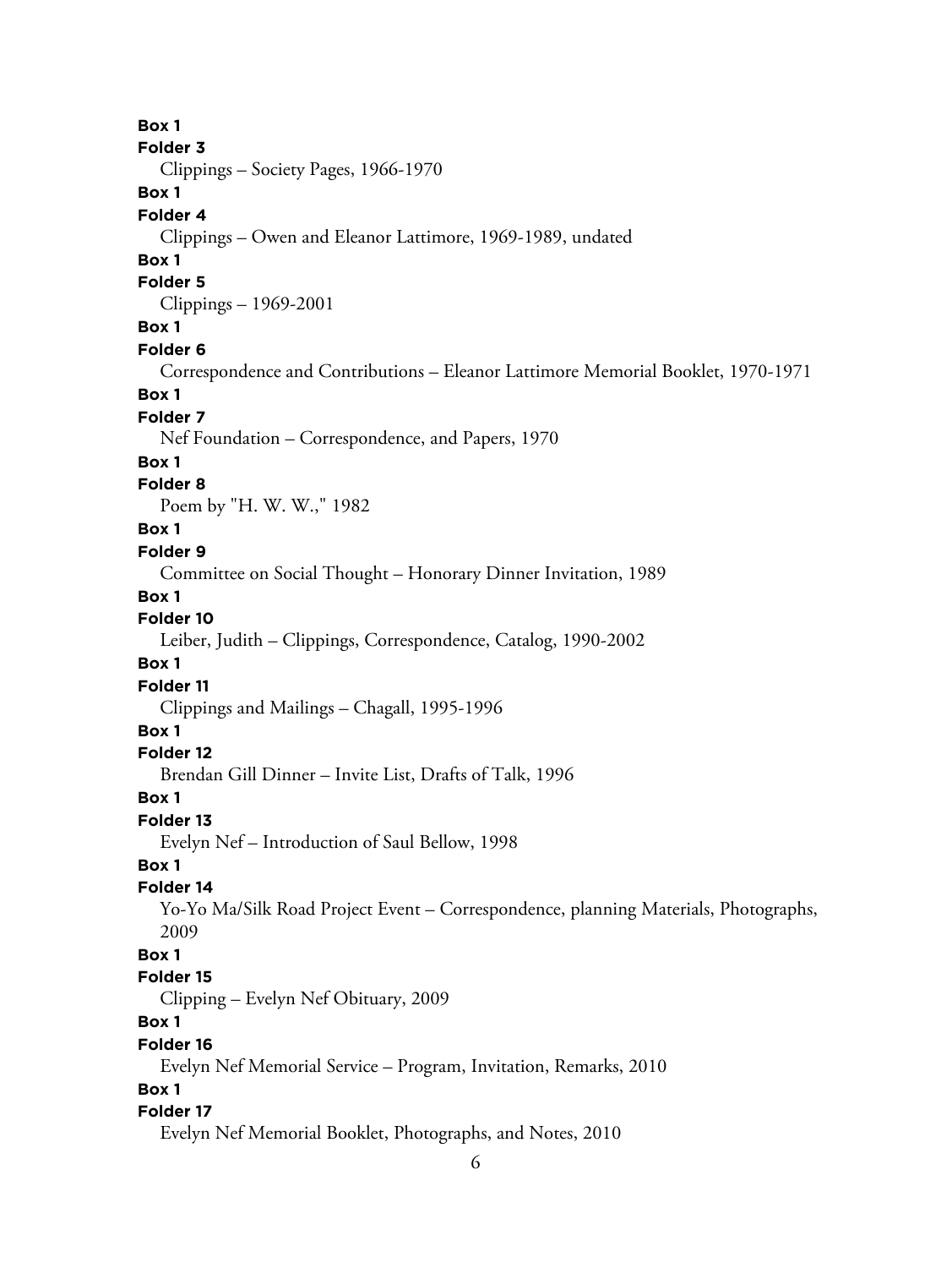**Box 1**
**Folder 3**
Clippings – Society Pages, 1966-1970

**Box 1**
**Folder 4**
Clippings – Owen and Eleanor Lattimore, 1969-1989, undated

**Box 1**
**Folder 5**
Clippings – 1969-2001

**Box 1**
**Folder 6**
Correspondence and Contributions – Eleanor Lattimore Memorial Booklet, 1970-1971

**Box 1**
**Folder 7**
Nef Foundation – Correspondence, and Papers, 1970

**Box 1**
**Folder 8**
Poem by "H. W. W.," 1982

**Box 1**
**Folder 9**
Committee on Social Thought – Honorary Dinner Invitation, 1989

**Box 1**
**Folder 10**
Leiber, Judith – Clippings, Correspondence, Catalog, 1990-2002

**Box 1**
**Folder 11**
Clippings and Mailings – Chagall, 1995-1996

**Box 1**
**Folder 12**
Brendan Gill Dinner – Invite List, Drafts of Talk, 1996

**Box 1**
**Folder 13**
Evelyn Nef – Introduction of Saul Bellow, 1998

**Box 1**
**Folder 14**
Yo-Yo Ma/Silk Road Project Event – Correspondence, planning Materials, Photographs, 2009

**Box 1**
**Folder 15**
Clipping – Evelyn Nef Obituary, 2009

**Box 1**
**Folder 16**
Evelyn Nef Memorial Service – Program, Invitation, Remarks, 2010

**Box 1**
**Folder 17**
Evelyn Nef Memorial Booklet, Photographs, and Notes, 2010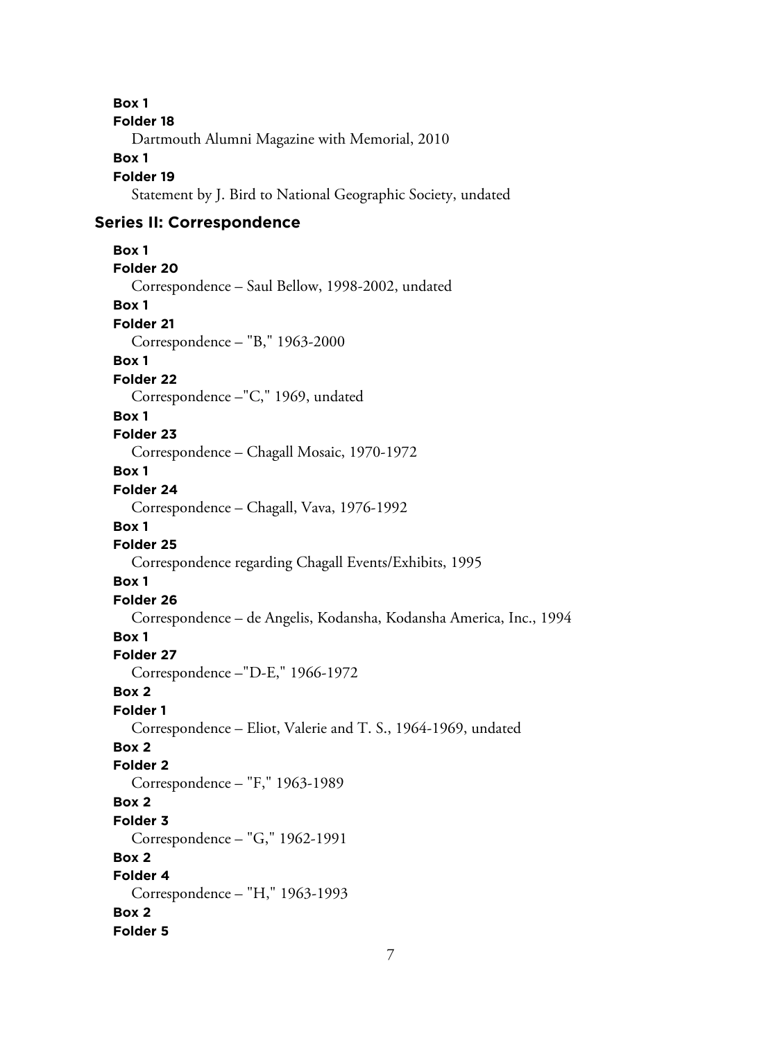**Box 1**

**Folder 18**

Dartmouth Alumni Magazine with Memorial, 2010

**Box 1**

**Folder 19**

Statement by J. Bird to National Geographic Society, undated

## Series II: Correspondence

**Box 1**

**Folder 20**

Correspondence – Saul Bellow, 1998-2002, undated

**Box 1**

**Folder 21**

Correspondence – "B," 1963-2000

**Box 1**

**Folder 22**

Correspondence –"C," 1969, undated

**Box 1**

**Folder 23**

Correspondence – Chagall Mosaic, 1970-1972

**Box 1**

**Folder 24**

Correspondence – Chagall, Vava, 1976-1992

**Box 1**

**Folder 25**

Correspondence regarding Chagall Events/Exhibits, 1995

**Box 1**

**Folder 26**

Correspondence – de Angelis, Kodansha, Kodansha America, Inc., 1994

**Box 1**

**Folder 27**

Correspondence –"D-E," 1966-1972

**Box 2**

**Folder 1**

Correspondence – Eliot, Valerie and T. S., 1964-1969, undated

**Box 2**

**Folder 2**

Correspondence – "F," 1963-1989

**Box 2**

**Folder 3**

Correspondence – "G," 1962-1991

**Box 2**

**Folder 4**

Correspondence – "H," 1963-1993

**Box 2**

**Folder 5**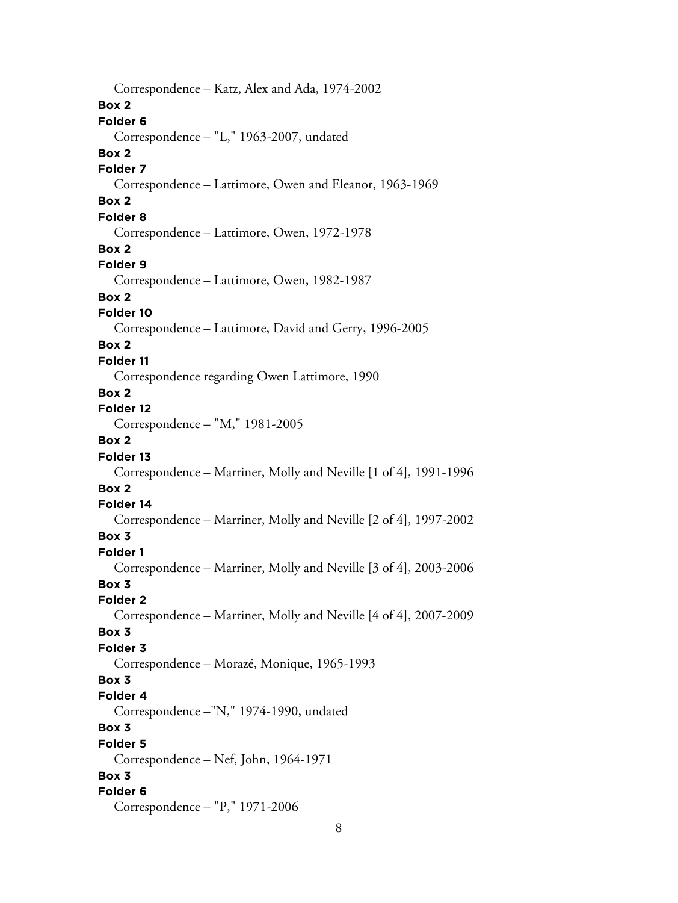Correspondence – Katz, Alex and Ada, 1974-2002

**Box 2**
**Folder 6**
Correspondence – "L," 1963-2007, undated

**Box 2**
**Folder 7**
Correspondence – Lattimore, Owen and Eleanor, 1963-1969

**Box 2**
**Folder 8**
Correspondence – Lattimore, Owen, 1972-1978

**Box 2**
**Folder 9**
Correspondence – Lattimore, Owen, 1982-1987

**Box 2**
**Folder 10**
Correspondence – Lattimore, David and Gerry, 1996-2005

**Box 2**
**Folder 11**
Correspondence regarding Owen Lattimore, 1990

**Box 2**
**Folder 12**
Correspondence – "M," 1981-2005

**Box 2**
**Folder 13**
Correspondence – Marriner, Molly and Neville [1 of 4], 1991-1996

**Box 2**
**Folder 14**
Correspondence – Marriner, Molly and Neville [2 of 4], 1997-2002

**Box 3**
**Folder 1**
Correspondence – Marriner, Molly and Neville [3 of 4], 2003-2006

**Box 3**
**Folder 2**
Correspondence – Marriner, Molly and Neville [4 of 4], 2007-2009

**Box 3**
**Folder 3**
Correspondence – Morazé, Monique, 1965-1993

**Box 3**
**Folder 4**
Correspondence –"N," 1974-1990, undated

**Box 3**
**Folder 5**
Correspondence – Nef, John, 1964-1971

**Box 3**
**Folder 6**
Correspondence – "P," 1971-2006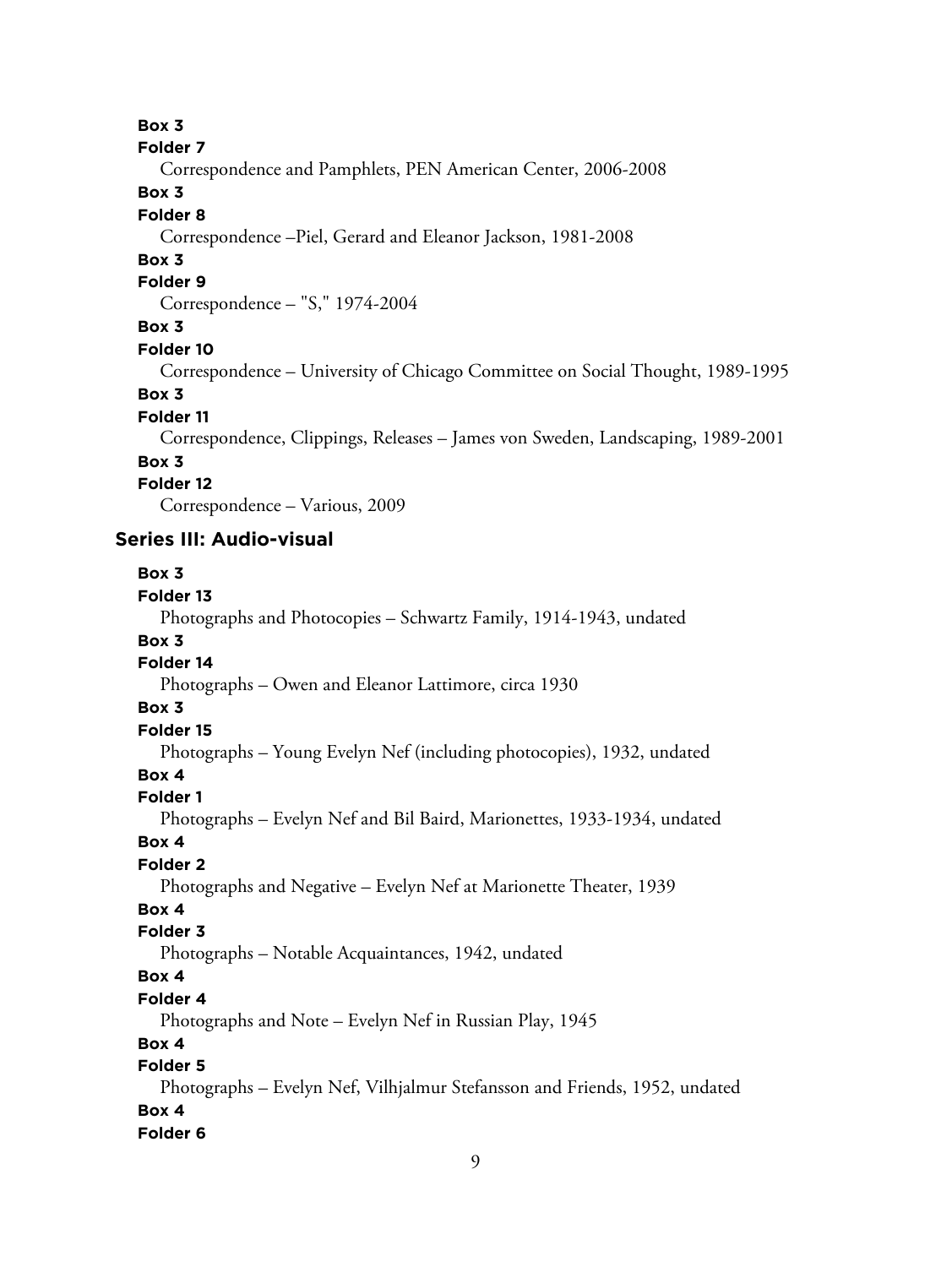**Box 3**
**Folder 7**
Correspondence and Pamphlets, PEN American Center, 2006-2008

**Box 3**
**Folder 8**
Correspondence –Piel, Gerard and Eleanor Jackson, 1981-2008

**Box 3**
**Folder 9**
Correspondence – "S," 1974-2004

**Box 3**
**Folder 10**
Correspondence – University of Chicago Committee on Social Thought, 1989-1995

**Box 3**
**Folder 11**
Correspondence, Clippings, Releases – James von Sweden, Landscaping, 1989-2001

**Box 3**
**Folder 12**
Correspondence – Various, 2009

## Series III: Audio-visual

**Box 3**
**Folder 13**
Photographs and Photocopies – Schwartz Family, 1914-1943, undated

**Box 3**
**Folder 14**
Photographs – Owen and Eleanor Lattimore, circa 1930

**Box 3**
**Folder 15**
Photographs – Young Evelyn Nef (including photocopies), 1932, undated

**Box 4**
**Folder 1**
Photographs – Evelyn Nef and Bil Baird, Marionettes, 1933-1934, undated

**Box 4**
**Folder 2**
Photographs and Negative – Evelyn Nef at Marionette Theater, 1939

**Box 4**
**Folder 3**
Photographs – Notable Acquaintances, 1942, undated

**Box 4**
**Folder 4**
Photographs and Note – Evelyn Nef in Russian Play, 1945

**Box 4**
**Folder 5**
Photographs – Evelyn Nef, Vilhjalmur Stefansson and Friends, 1952, undated

**Box 4**
**Folder 6**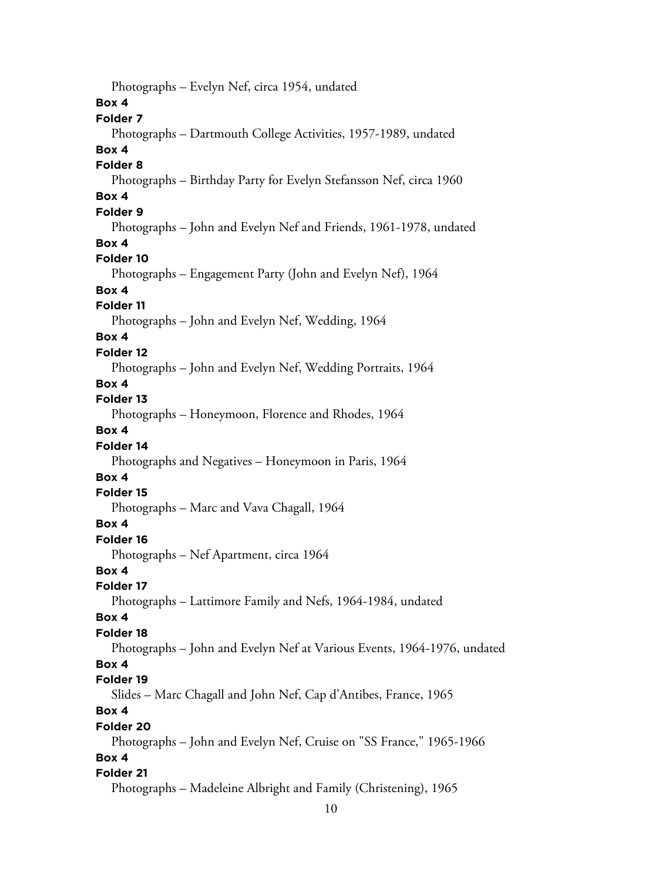Photographs – Evelyn Nef, circa 1954, undated

**Box 4**

**Folder 7**

Photographs – Dartmouth College Activities, 1957-1989, undated

**Box 4**

**Folder 8**

Photographs – Birthday Party for Evelyn Stefansson Nef, circa 1960

**Box 4**

**Folder 9**

Photographs – John and Evelyn Nef and Friends, 1961-1978, undated

**Box 4**

**Folder 10**

Photographs – Engagement Party (John and Evelyn Nef), 1964

**Box 4**

**Folder 11**

Photographs – John and Evelyn Nef, Wedding, 1964

**Box 4**

**Folder 12**

Photographs – John and Evelyn Nef, Wedding Portraits, 1964

**Box 4**

**Folder 13**

Photographs – Honeymoon, Florence and Rhodes, 1964

**Box 4**

**Folder 14**

Photographs and Negatives – Honeymoon in Paris, 1964

**Box 4**

**Folder 15**

Photographs – Marc and Vava Chagall, 1964

**Box 4**

**Folder 16**

Photographs – Nef Apartment, circa 1964

**Box 4**

**Folder 17**

Photographs – Lattimore Family and Nefs, 1964-1984, undated

**Box 4**

**Folder 18**

Photographs – John and Evelyn Nef at Various Events, 1964-1976, undated

**Box 4**

**Folder 19**

Slides – Marc Chagall and John Nef, Cap d'Antibes, France, 1965

**Box 4**

**Folder 20**

Photographs – John and Evelyn Nef, Cruise on "SS France," 1965-1966

**Box 4**

**Folder 21**

Photographs – Madeleine Albright and Family (Christening), 1965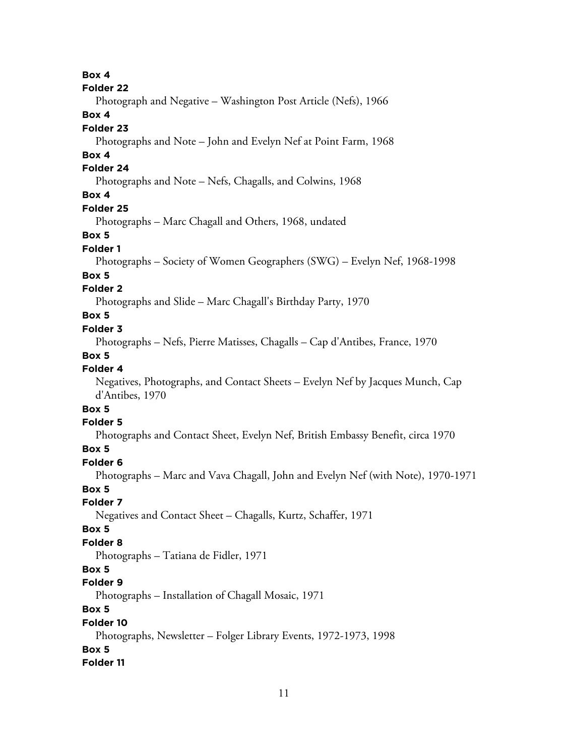**Box 4**

**Folder 22**

Photograph and Negative – Washington Post Article (Nefs), 1966

**Box 4**

**Folder 23**

Photographs and Note – John and Evelyn Nef at Point Farm, 1968

**Box 4**

**Folder 24**

Photographs and Note – Nefs, Chagalls, and Colwins, 1968

**Box 4**

**Folder 25**

Photographs – Marc Chagall and Others, 1968, undated

**Box 5**

**Folder 1**

Photographs – Society of Women Geographers (SWG) – Evelyn Nef, 1968-1998

**Box 5**

**Folder 2**

Photographs and Slide – Marc Chagall's Birthday Party, 1970

**Box 5**

**Folder 3**

Photographs – Nefs, Pierre Matisses, Chagalls – Cap d'Antibes, France, 1970

**Box 5**

**Folder 4**

Negatives, Photographs, and Contact Sheets – Evelyn Nef by Jacques Munch, Cap d'Antibes, 1970

**Box 5**

**Folder 5**

Photographs and Contact Sheet, Evelyn Nef, British Embassy Benefit, circa 1970

**Box 5**

**Folder 6**

Photographs – Marc and Vava Chagall, John and Evelyn Nef (with Note), 1970-1971

**Box 5**

**Folder 7**

Negatives and Contact Sheet – Chagalls, Kurtz, Schaffer, 1971

**Box 5**

**Folder 8**

Photographs – Tatiana de Fidler, 1971

**Box 5**

**Folder 9**

Photographs – Installation of Chagall Mosaic, 1971

**Box 5**

**Folder 10**

Photographs, Newsletter – Folger Library Events, 1972-1973, 1998

**Box 5**

**Folder 11**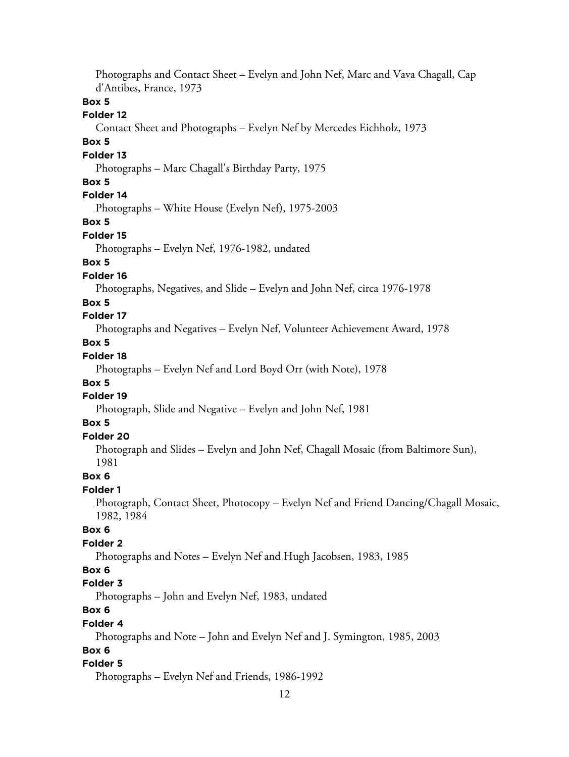Photographs and Contact Sheet – Evelyn and John Nef, Marc and Vava Chagall, Cap d'Antibes, France, 1973

**Box 5**

**Folder 12**

Contact Sheet and Photographs – Evelyn Nef by Mercedes Eichholz, 1973

**Box 5**

**Folder 13**

Photographs – Marc Chagall's Birthday Party, 1975

**Box 5**

**Folder 14**

Photographs – White House (Evelyn Nef), 1975-2003

**Box 5**

**Folder 15**

Photographs – Evelyn Nef, 1976-1982, undated

**Box 5**

**Folder 16**

Photographs, Negatives, and Slide – Evelyn and John Nef, circa 1976-1978

**Box 5**

**Folder 17**

Photographs and Negatives – Evelyn Nef, Volunteer Achievement Award, 1978

**Box 5**

**Folder 18**

Photographs – Evelyn Nef and Lord Boyd Orr (with Note), 1978

**Box 5**

**Folder 19**

Photograph, Slide and Negative – Evelyn and John Nef, 1981

**Box 5**

**Folder 20**

Photograph and Slides – Evelyn and John Nef, Chagall Mosaic (from Baltimore Sun), 1981

**Box 6**

**Folder 1**

Photograph, Contact Sheet, Photocopy – Evelyn Nef and Friend Dancing/Chagall Mosaic, 1982, 1984

**Box 6**

**Folder 2**

Photographs and Notes – Evelyn Nef and Hugh Jacobsen, 1983, 1985

**Box 6**

**Folder 3**

Photographs – John and Evelyn Nef, 1983, undated

**Box 6**

**Folder 4**

Photographs and Note – John and Evelyn Nef and J. Symington, 1985, 2003

**Box 6**

**Folder 5**

Photographs – Evelyn Nef and Friends, 1986-1992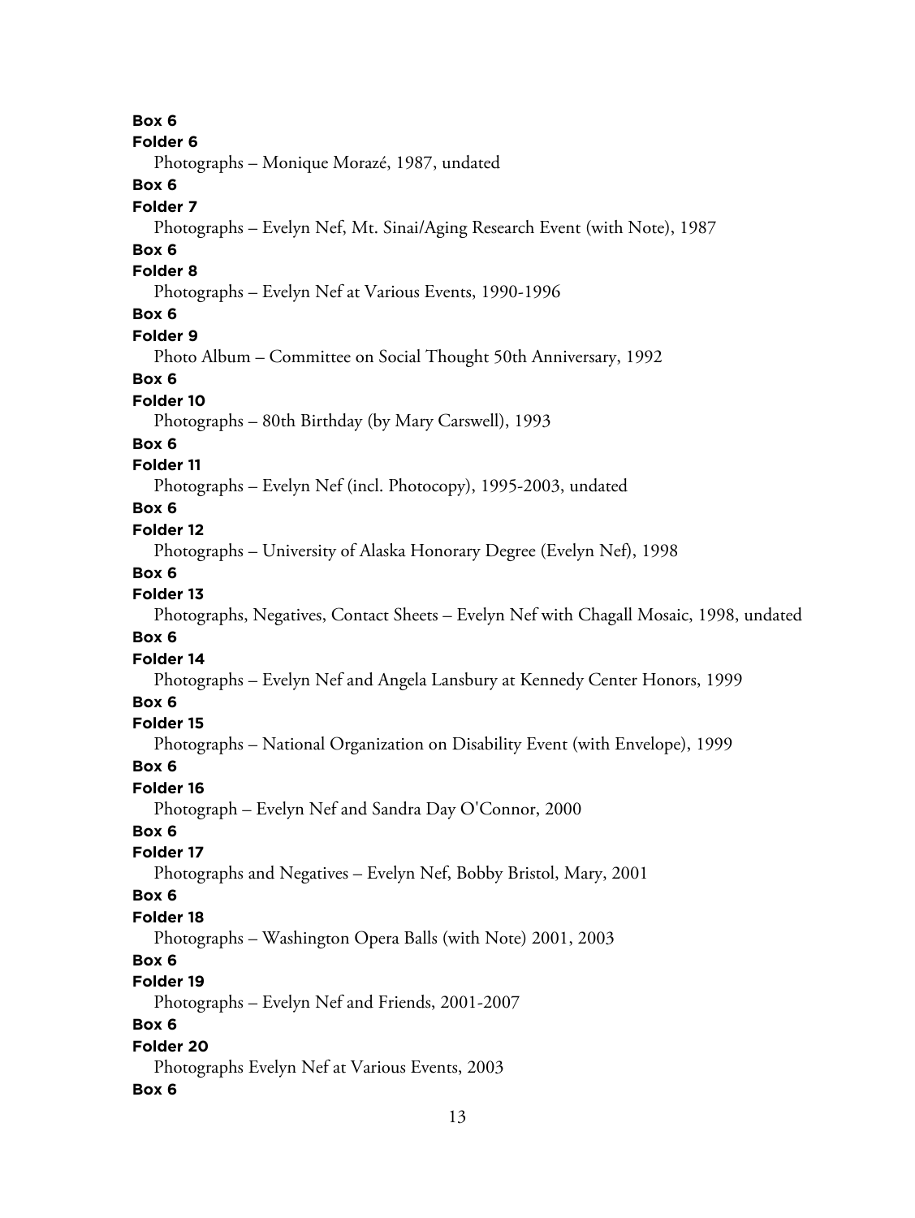**Box 6**
**Folder 6**
Photographs – Monique Morazé, 1987, undated

**Box 6**
**Folder 7**
Photographs – Evelyn Nef, Mt. Sinai/Aging Research Event (with Note), 1987

**Box 6**
**Folder 8**
Photographs – Evelyn Nef at Various Events, 1990-1996

**Box 6**
**Folder 9**
Photo Album – Committee on Social Thought 50th Anniversary, 1992

**Box 6**
**Folder 10**
Photographs – 80th Birthday (by Mary Carswell), 1993

**Box 6**
**Folder 11**
Photographs – Evelyn Nef (incl. Photocopy), 1995-2003, undated

**Box 6**
**Folder 12**
Photographs – University of Alaska Honorary Degree (Evelyn Nef), 1998

**Box 6**
**Folder 13**
Photographs, Negatives, Contact Sheets – Evelyn Nef with Chagall Mosaic, 1998, undated

**Box 6**
**Folder 14**
Photographs – Evelyn Nef and Angela Lansbury at Kennedy Center Honors, 1999

**Box 6**
**Folder 15**
Photographs – National Organization on Disability Event (with Envelope), 1999

**Box 6**
**Folder 16**
Photograph – Evelyn Nef and Sandra Day O'Connor, 2000

**Box 6**
**Folder 17**
Photographs and Negatives – Evelyn Nef, Bobby Bristol, Mary, 2001

**Box 6**
**Folder 18**
Photographs – Washington Opera Balls (with Note) 2001, 2003

**Box 6**
**Folder 19**
Photographs – Evelyn Nef and Friends, 2001-2007

**Box 6**
**Folder 20**
Photographs Evelyn Nef at Various Events, 2003

**Box 6**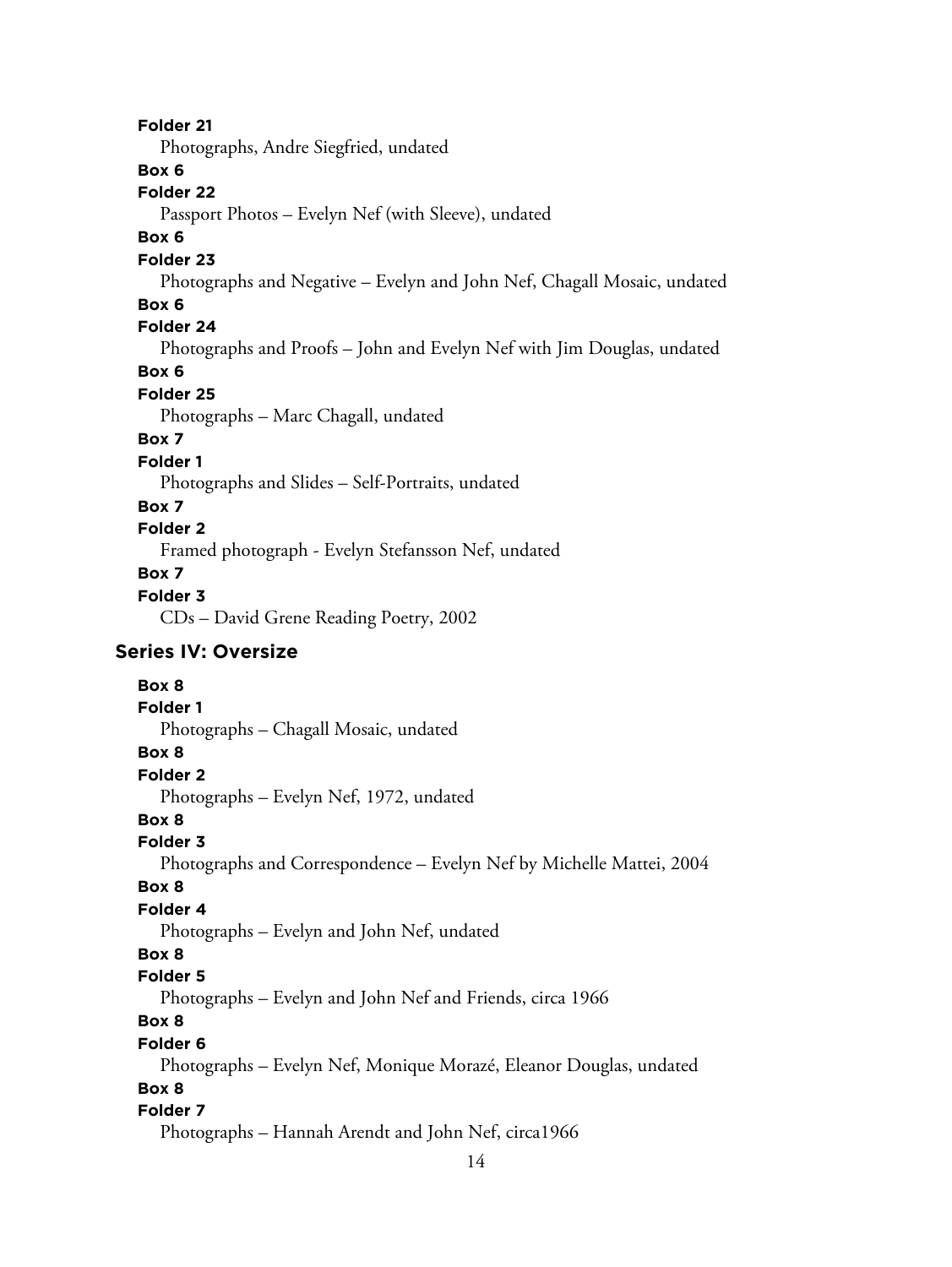**Folder 21**

Photographs, Andre Siegfried, undated

**Box 6**

**Folder 22**

Passport Photos – Evelyn Nef (with Sleeve), undated

**Box 6**

**Folder 23**

Photographs and Negative – Evelyn and John Nef, Chagall Mosaic, undated

**Box 6**

**Folder 24**

Photographs and Proofs – John and Evelyn Nef with Jim Douglas, undated

**Box 6**

**Folder 25**

Photographs – Marc Chagall, undated

**Box 7**

**Folder 1**

Photographs and Slides – Self-Portraits, undated

**Box 7**

**Folder 2**

Framed photograph - Evelyn Stefansson Nef, undated

**Box 7**

**Folder 3**

CDs – David Grene Reading Poetry, 2002

## Series IV: Oversize

**Box 8**

**Folder 1**

Photographs – Chagall Mosaic, undated

**Box 8**

**Folder 2**

Photographs – Evelyn Nef, 1972, undated

**Box 8**

**Folder 3**

Photographs and Correspondence – Evelyn Nef by Michelle Mattei, 2004

**Box 8**

**Folder 4**

Photographs – Evelyn and John Nef, undated

**Box 8**

**Folder 5**

Photographs – Evelyn and John Nef and Friends, circa 1966

**Box 8**

**Folder 6**

Photographs – Evelyn Nef, Monique Morazé, Eleanor Douglas, undated

**Box 8**

**Folder 7**

Photographs – Hannah Arendt and John Nef, circa1966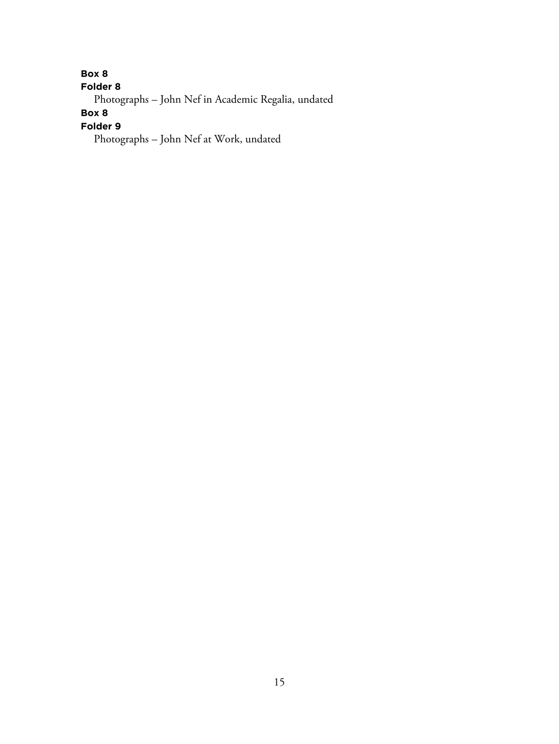**Box 8**
**Folder 8**
Photographs – John Nef in Academic Regalia, undated

**Box 8**
**Folder 9**
Photographs – John Nef at Work, undated